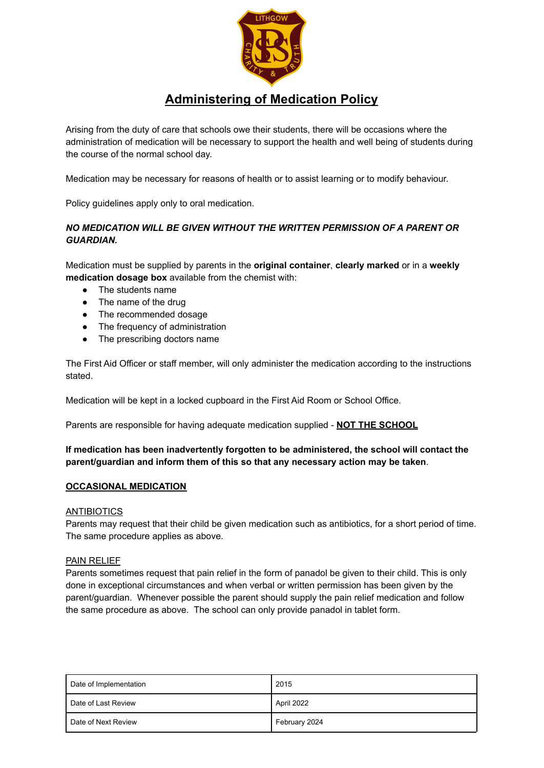# Administering of Medication Policy

Arising from the duty of care that schools owe their students, there will be occasions where the administration of medication will be necessary to support the health and well being of students during the course of the normal school day.

Medication may be necessary for reasons of health or to assist learning or to modify behaviour.

Policy guidelines apply only to oral medication.

***NO MEDICATION WILL BE GIVEN WITHOUT THE WRITTEN PERMISSION OF A PARENT OR GUARDIAN.***

Medication must be supplied by parents in the **original container**, **clearly marked** or in a **weekly medication dosage box** available from the chemist with:

- The students name
- The name of the drug
- The recommended dosage
- The frequency of administration
- The prescribing doctors name

The First Aid Officer or staff member, will only administer the medication according to the instructions stated.

Medication will be kept in a locked cupboard in the First Aid Room or School Office.

Parents are responsible for having adequate medication supplied - **NOT THE SCHOOL**

**If medication has been inadvertently forgotten to be administered, the school will contact the parent/guardian and inform them of this so that any necessary action may be taken**.

## OCCASIONAL MEDICATION

### ANTIBIOTICS

Parents may request that their child be given medication such as antibiotics, for a short period of time. The same procedure applies as above.

### PAIN RELIEF

Parents sometimes request that pain relief in the form of panadol be given to their child. This is only done in exceptional circumstances and when verbal or written permission has been given by the parent/guardian. Whenever possible the parent should supply the pain relief medication and follow the same procedure as above. The school can only provide panadol in tablet form.

| Date of Implementation | 2015 |
|---|---|
| Date of Last Review | April 2022 |
| Date of Next Review | February 2024 |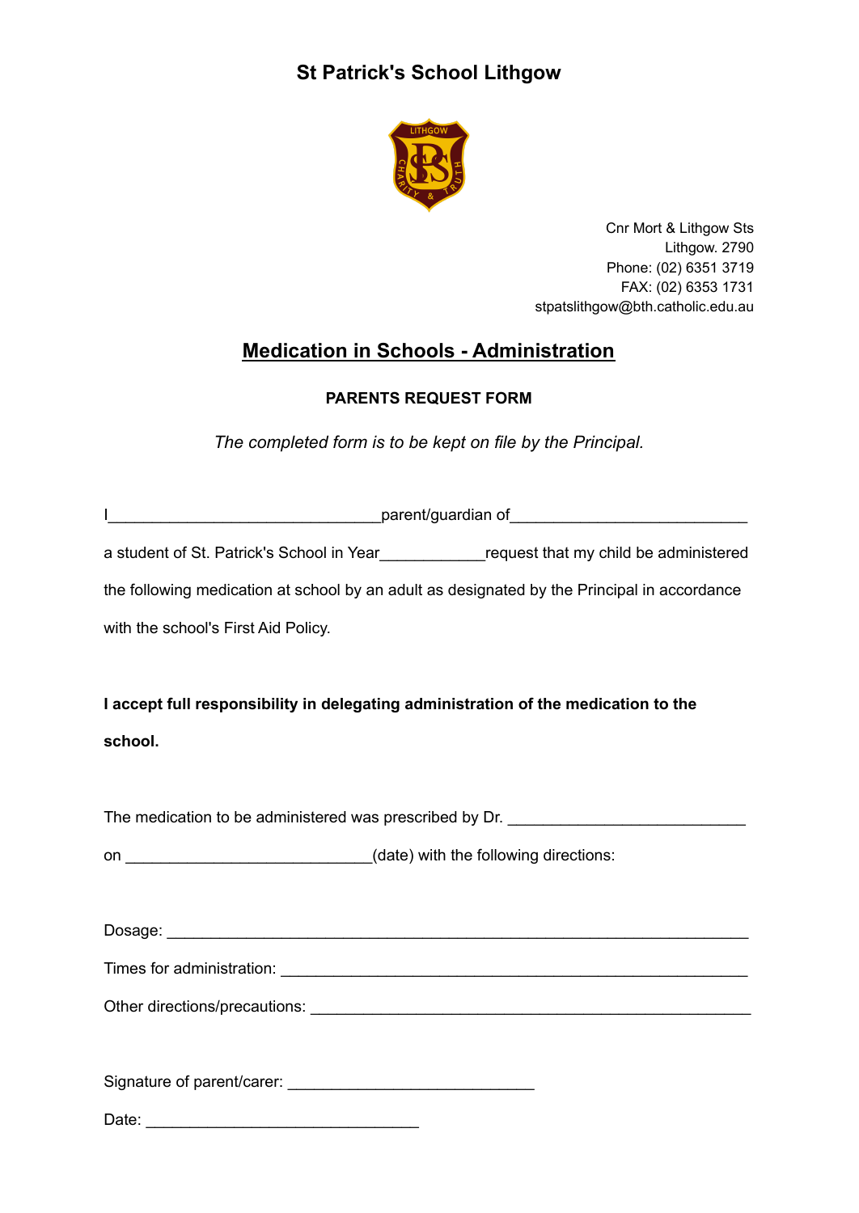# St Patrick's School Lithgow

Cnr Mort & Lithgow Sts
Lithgow. 2790
Phone: (02) 6351 3719
FAX: (02) 6353 1731
stpatslithgow@bth.catholic.edu.au

## Medication in Schools - Administration

**PARENTS REQUEST FORM**

*The completed form is to be kept on file by the Principal.*

I______________________________parent/guardian of__________________________ a student of St. Patrick's School in Year___________request that my child be administered the following medication at school by an adult as designated by the Principal in accordance with the school's First Aid Policy.

**I accept full responsibility in delegating administration of the medication to the school.**

The medication to be administered was prescribed by Dr. __________________________ on ___________________________(date) with the following directions:

Dosage: ________________________________________________________________

Times for administration: __________________________________________________

Other directions/precautions: _______________________________________________

Signature of parent/carer: ___________________________

Date: ______________________________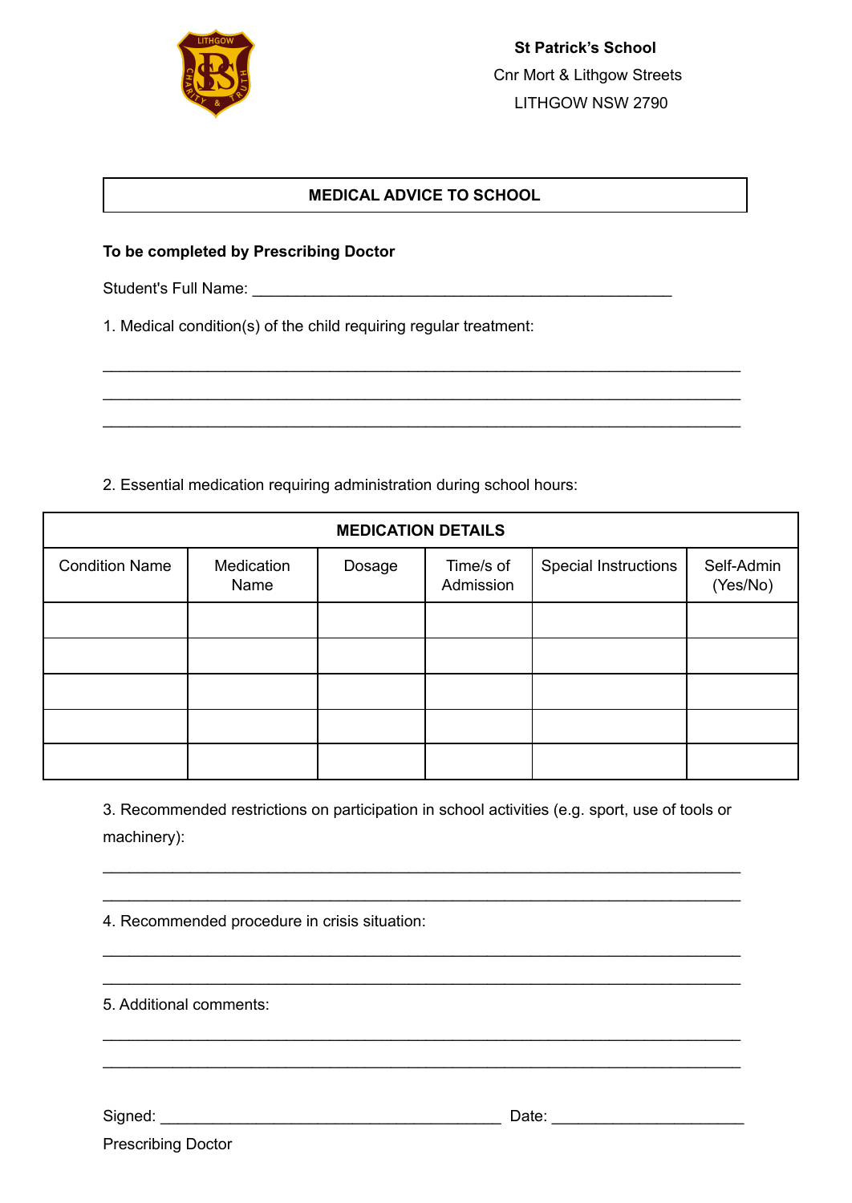**St Patrick's School**
Cnr Mort & Lithgow Streets
LITHGOW NSW 2790

## MEDICAL ADVICE TO SCHOOL

**To be completed by Prescribing Doctor**

Student's Full Name: _______________________________________________

1. Medical condition(s) of the child requiring regular treatment:

_______________________________________________________________________

_______________________________________________________________________

_______________________________________________________________________

2. Essential medication requiring administration during school hours:

| MEDICATION DETAILS | | | | | |
|---|---|---|---|---|---|
| Condition Name | Medication Name | Dosage | Time/s of Admission | Special Instructions | Self-Admin (Yes/No) |
| | | | | | |
| | | | | | |
| | | | | | |
| | | | | | |
| | | | | | |

3. Recommended restrictions on participation in school activities (e.g. sport, use of tools or machinery):

_______________________________________________________________________

_______________________________________________________________________

4. Recommended procedure in crisis situation:

_______________________________________________________________________

_______________________________________________________________________

5. Additional comments:

_______________________________________________________________________

_______________________________________________________________________

Signed: _______________________________________ Date: _____________________

Prescribing Doctor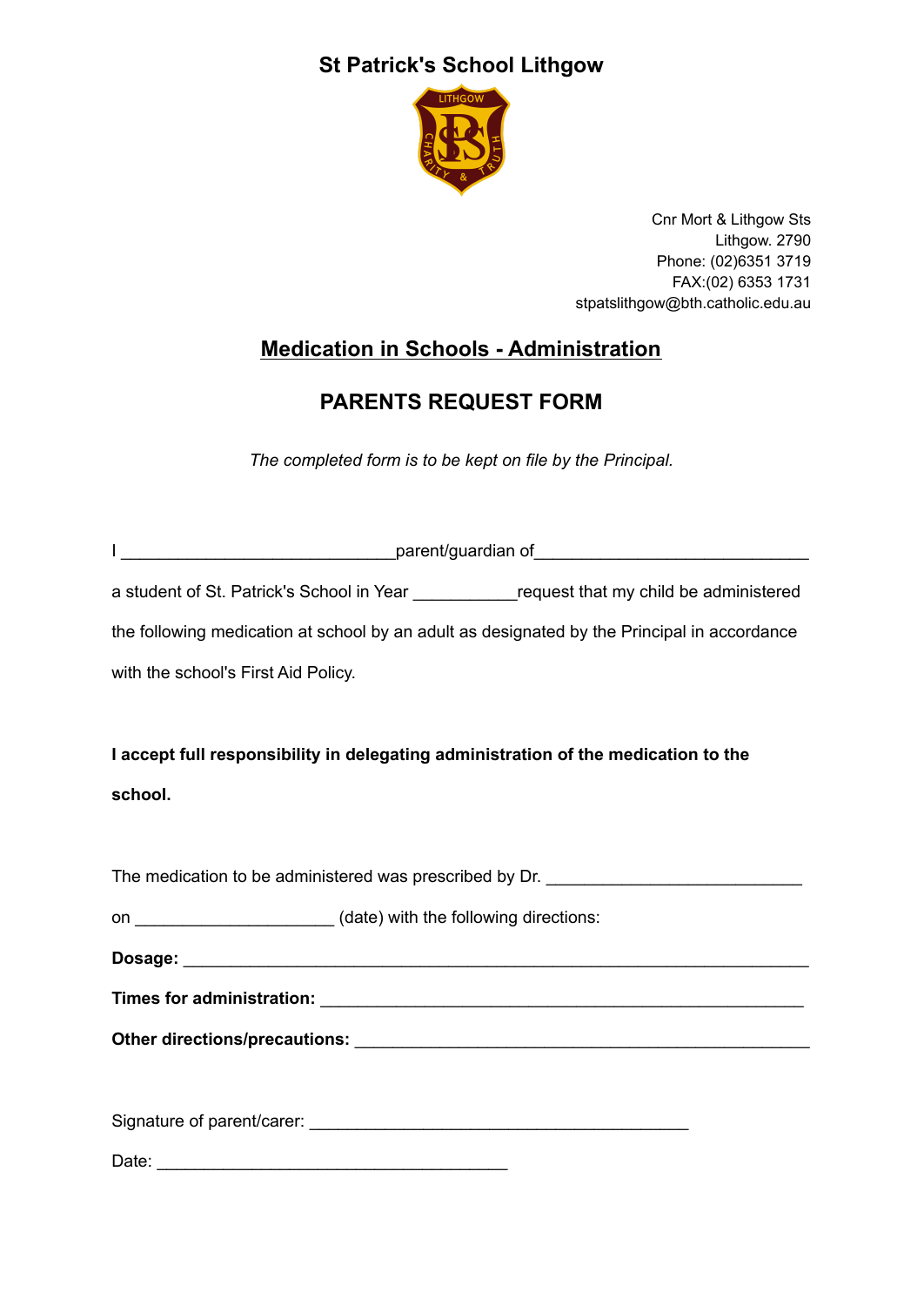# St Patrick's School Lithgow

Cnr Mort & Lithgow Sts
Lithgow. 2790
Phone: (02)6351 3719
FAX:(02) 6353 1731
stpatslithgow@bth.catholic.edu.au

## Medication in Schools - Administration

## PARENTS REQUEST FORM

*The completed form is to be kept on file by the Principal.*

I ____________________________parent/guardian of____________________________

a student of St. Patrick's School in Year __________request that my child be administered the following medication at school by an adult as designated by the Principal in accordance with the school's First Aid Policy.

**I accept full responsibility in delegating administration of the medication to the school.**

The medication to be administered was prescribed by Dr. ___________________________

on ____________________ (date) with the following directions:

**Dosage:** ______________________________________________________________

**Times for administration:** ______________________________________________

**Other directions/precautions:** ___________________________________________

Signature of parent/carer: ________________________________________

Date: _____________________________________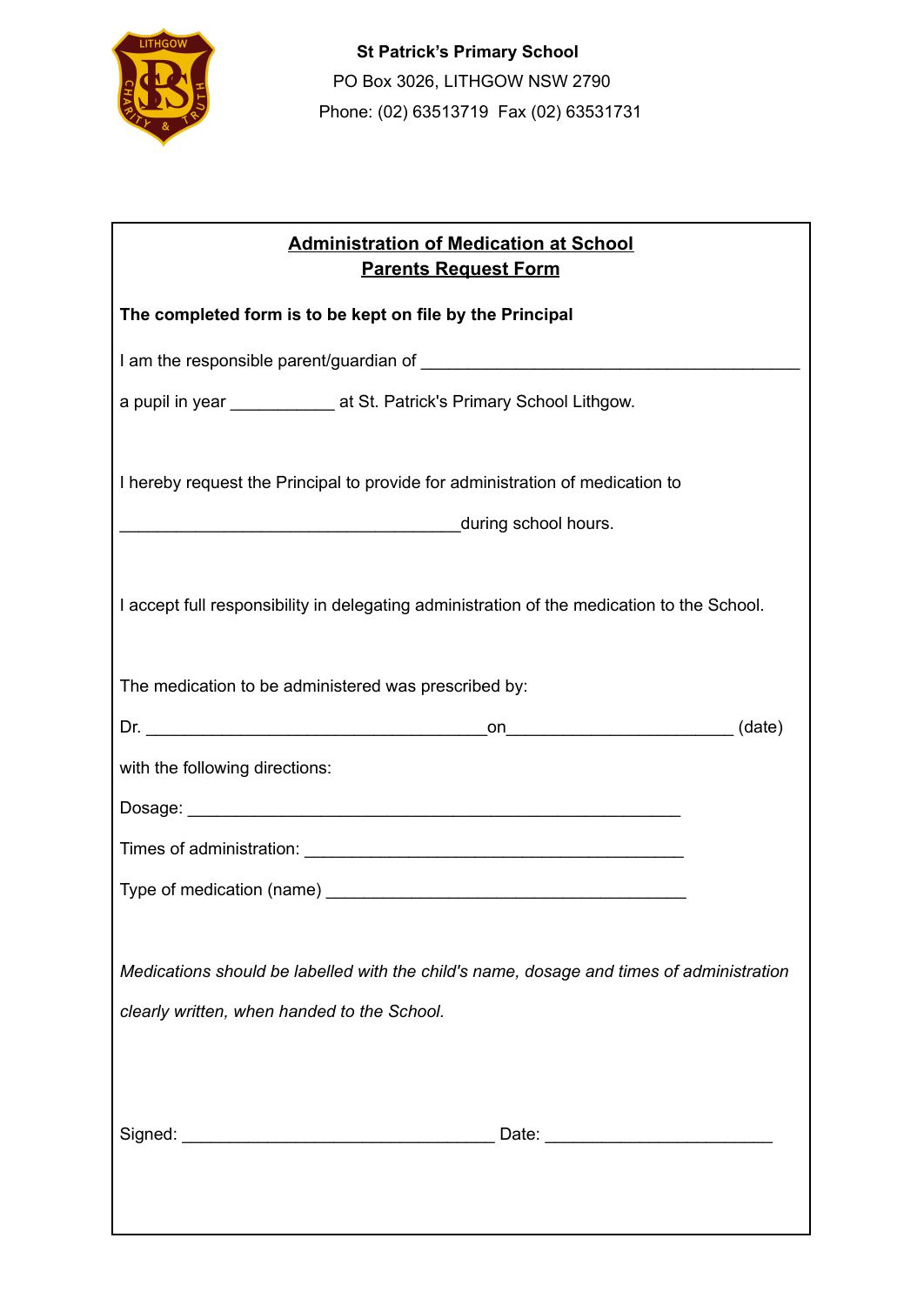**St Patrick's Primary School**

PO Box 3026, LITHGOW NSW 2790

Phone: (02) 63513719 Fax (02) 63531731

## Administration of Medication at School
## Parents Request Form

**The completed form is to be kept on file by the Principal**

I am the responsible parent/guardian of ________________________________________

a pupil in year ___________ at St. Patrick's Primary School Lithgow.

I hereby request the Principal to provide for administration of medication to

____________________________________during school hours.

I accept full responsibility in delegating administration of the medication to the School.

The medication to be administered was prescribed by:

Dr. ____________________________________on________________________ (date)

with the following directions:

Dosage: ____________________________________________________

Times of administration: ________________________________________

Type of medication (name) ______________________________________

*Medications should be labelled with the child's name, dosage and times of administration clearly written, when handed to the School.*

Signed: _________________________________ Date: ________________________